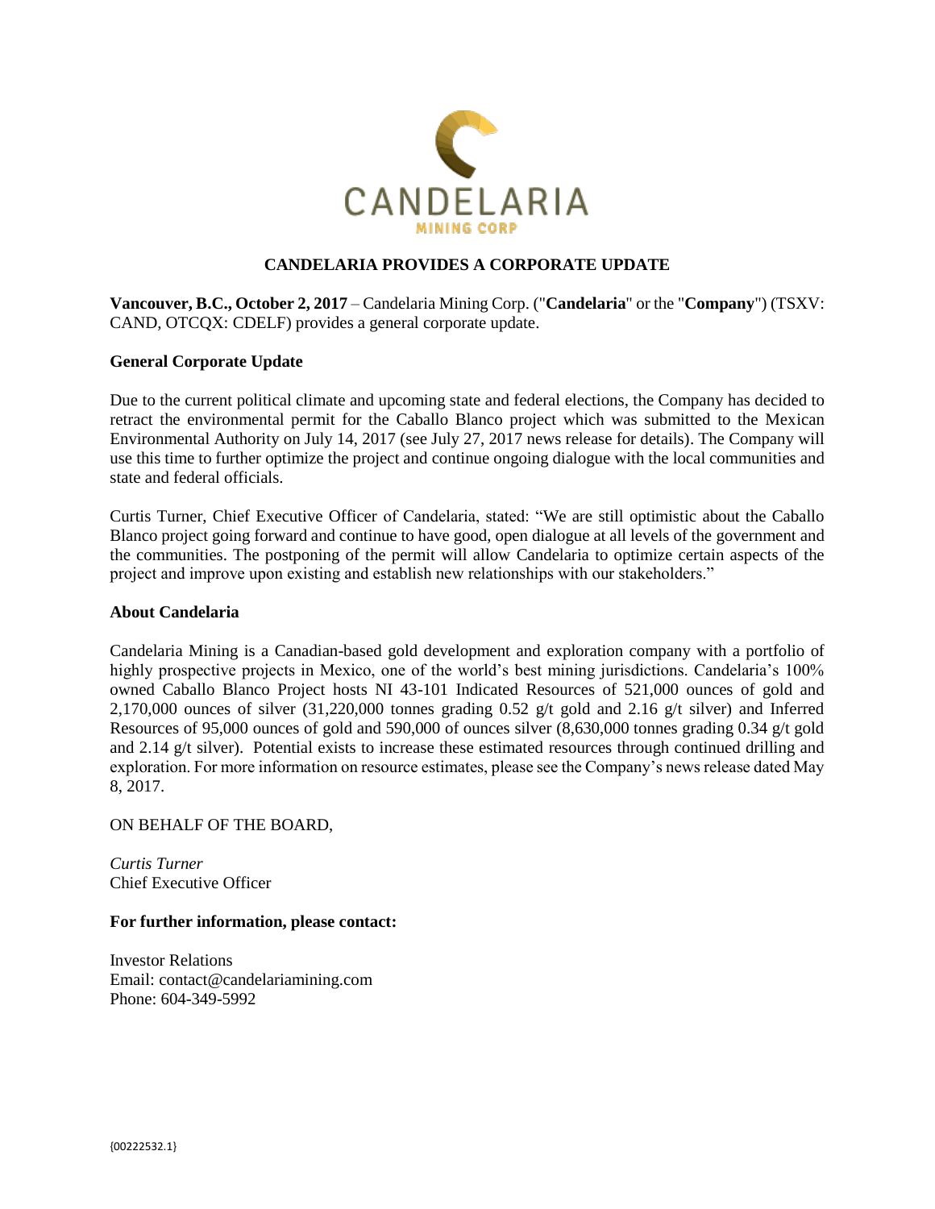CANDELARIA

MINING CORP

# CANDELARIA PROVIDES A CORPORATE UPDATE

**Vancouver, B.C., October 2, 2017** – Candelaria Mining Corp. ("**Candelaria**" or the "**Company**") (TSXV: CAND, OTCQX: CDELF) provides a general corporate update.

## General Corporate Update

Due to the current political climate and upcoming state and federal elections, the Company has decided to retract the environmental permit for the Caballo Blanco project which was submitted to the Mexican Environmental Authority on July 14, 2017 (see July 27, 2017 news release for details). The Company will use this time to further optimize the project and continue ongoing dialogue with the local communities and state and federal officials.

Curtis Turner, Chief Executive Officer of Candelaria, stated: "We are still optimistic about the Caballo Blanco project going forward and continue to have good, open dialogue at all levels of the government and the communities. The postponing of the permit will allow Candelaria to optimize certain aspects of the project and improve upon existing and establish new relationships with our stakeholders."

## About Candelaria

Candelaria Mining is a Canadian-based gold development and exploration company with a portfolio of highly prospective projects in Mexico, one of the world's best mining jurisdictions. Candelaria's 100% owned Caballo Blanco Project hosts NI 43-101 Indicated Resources of 521,000 ounces of gold and 2,170,000 ounces of silver (31,220,000 tonnes grading 0.52 g/t gold and 2.16 g/t silver) and Inferred Resources of 95,000 ounces of gold and 590,000 of ounces silver (8,630,000 tonnes grading 0.34 g/t gold and 2.14 g/t silver). Potential exists to increase these estimated resources through continued drilling and exploration. For more information on resource estimates, please see the Company's news release dated May 8, 2017.

ON BEHALF OF THE BOARD,

*Curtis Turner*
Chief Executive Officer

**For further information, please contact:**

Investor Relations
Email: contact@candelariamining.com
Phone: 604-349-5992

{00222532.1}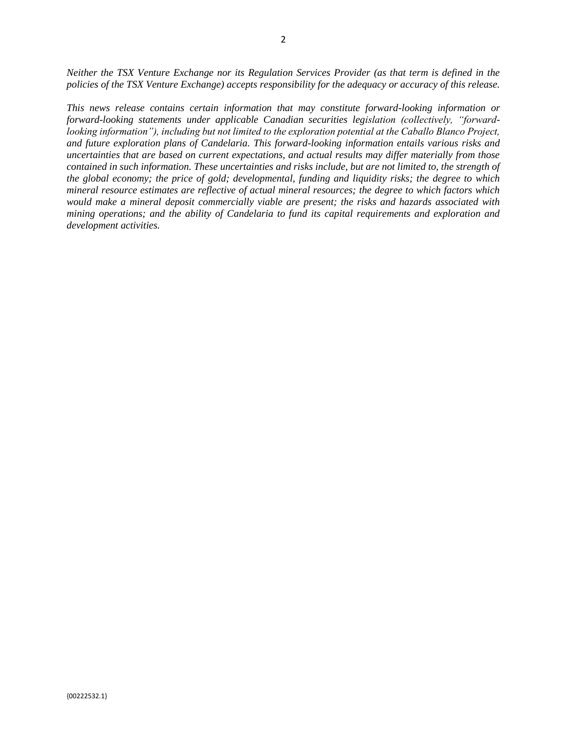*Neither the TSX Venture Exchange nor its Regulation Services Provider (as that term is defined in the policies of the TSX Venture Exchange) accepts responsibility for the adequacy or accuracy of this release.*

*This news release contains certain information that may constitute forward-looking information or forward-looking statements under applicable Canadian securities legislation (collectively, "forward-looking information"), including but not limited to the exploration potential at the Caballo Blanco Project, and future exploration plans of Candelaria. This forward-looking information entails various risks and uncertainties that are based on current expectations, and actual results may differ materially from those contained in such information. These uncertainties and risks include, but are not limited to, the strength of the global economy; the price of gold; developmental, funding and liquidity risks; the degree to which mineral resource estimates are reflective of actual mineral resources; the degree to which factors which would make a mineral deposit commercially viable are present; the risks and hazards associated with mining operations; and the ability of Candelaria to fund its capital requirements and exploration and development activities.*

{00222532.1}